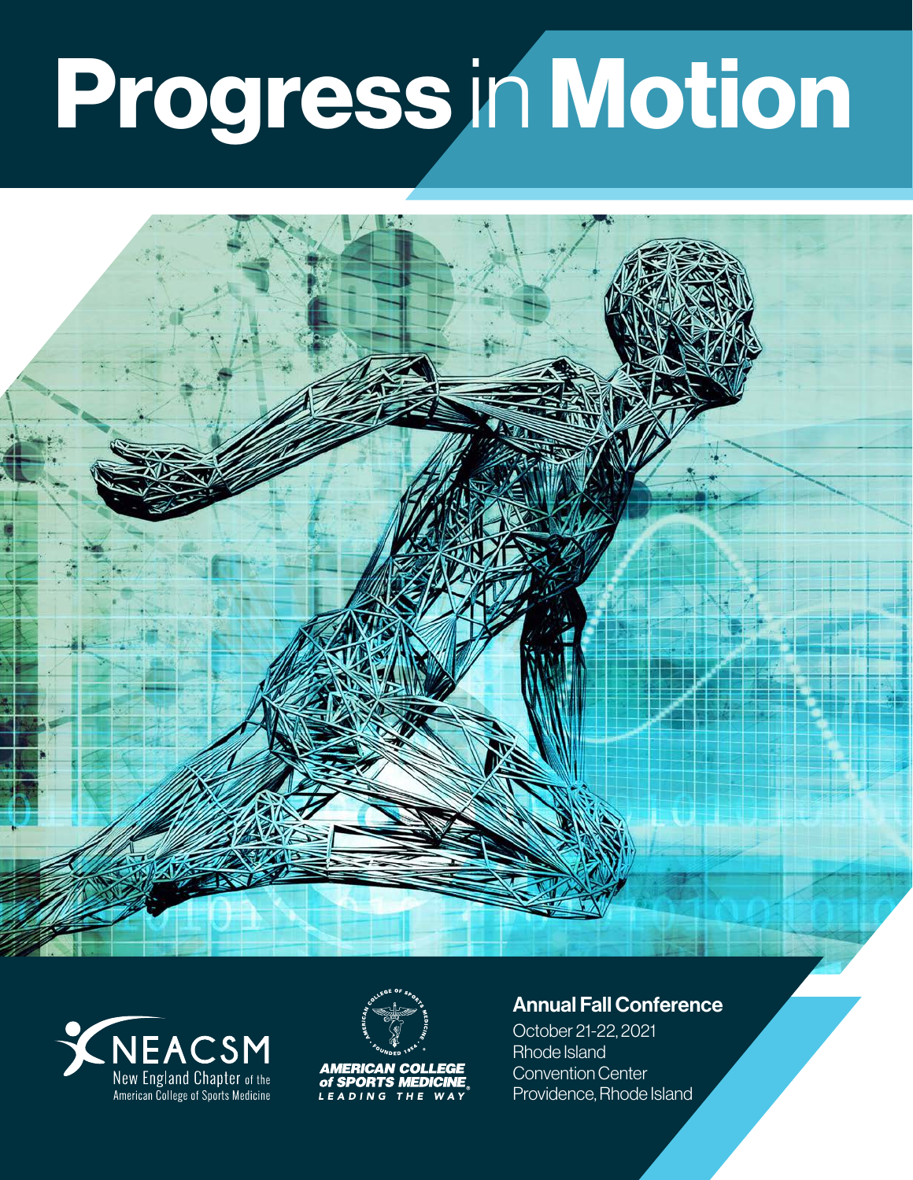# Progress in Motion

NEACSM

New England Chapter of the American College of Sports Medicine

AMERICAN COLLEGE of SPORTS MEDICINE

LEADING THE WAY

## Annual Fall Conference

October 21-22, 2021
Rhode Island
Convention Center
Providence, Rhode Island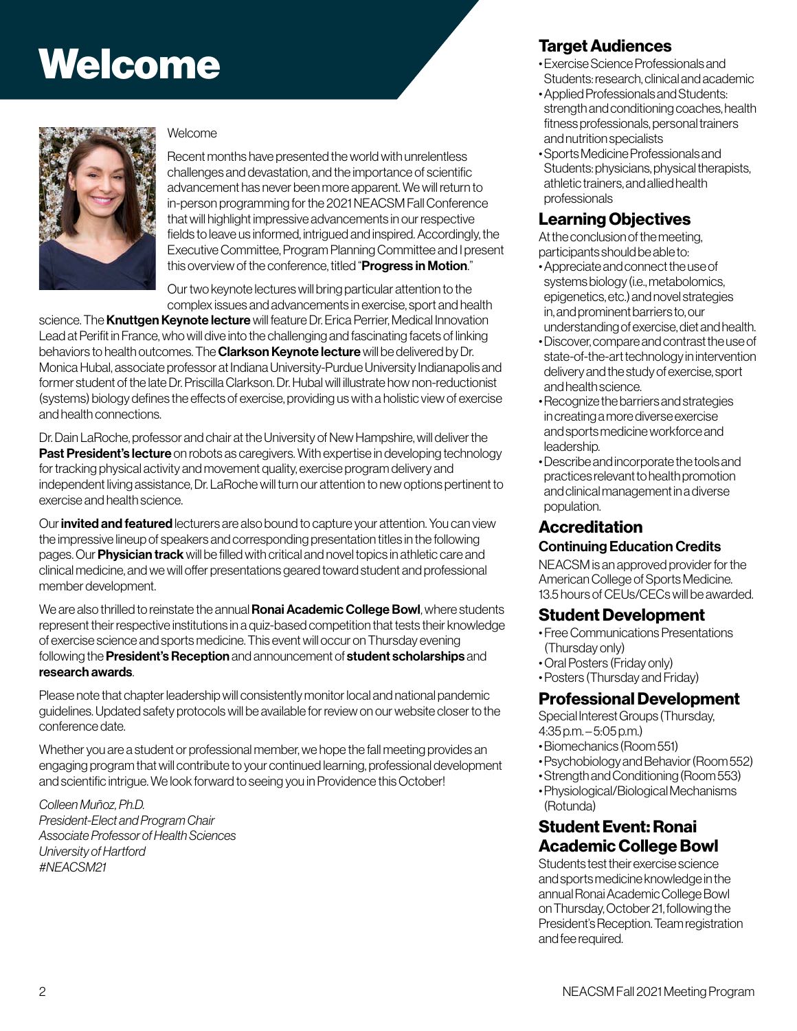# Welcome

Welcome

Recent months have presented the world with unrelentless challenges and devastation, and the importance of scientific advancement has never been more apparent. We will return to in-person programming for the 2021 NEACSM Fall Conference that will highlight impressive advancements in our respective fields to leave us informed, intrigued and inspired. Accordingly, the Executive Committee, Program Planning Committee and I present this overview of the conference, titled "**Progress in Motion**."

Our two keynote lectures will bring particular attention to the complex issues and advancements in exercise, sport and health science. The **Knuttgen Keynote lecture** will feature Dr. Erica Perrier, Medical Innovation Lead at Perifit in France, who will dive into the challenging and fascinating facets of linking behaviors to health outcomes. The **Clarkson Keynote lecture** will be delivered by Dr. Monica Hubal, associate professor at Indiana University-Purdue University Indianapolis and former student of the late Dr. Priscilla Clarkson. Dr. Hubal will illustrate how non-reductionist (systems) biology defines the effects of exercise, providing us with a holistic view of exercise and health connections.

Dr. Dain LaRoche, professor and chair at the University of New Hampshire, will deliver the **Past President's lecture** on robots as caregivers. With expertise in developing technology for tracking physical activity and movement quality, exercise program delivery and independent living assistance, Dr. LaRoche will turn our attention to new options pertinent to exercise and health science.

Our **invited and featured** lecturers are also bound to capture your attention. You can view the impressive lineup of speakers and corresponding presentation titles in the following pages. Our **Physician track** will be filled with critical and novel topics in athletic care and clinical medicine, and we will offer presentations geared toward student and professional member development.

We are also thrilled to reinstate the annual **Ronai Academic College Bowl**, where students represent their respective institutions in a quiz-based competition that tests their knowledge of exercise science and sports medicine. This event will occur on Thursday evening following the **President's Reception** and announcement of **student scholarships** and **research awards**.

Please note that chapter leadership will consistently monitor local and national pandemic guidelines. Updated safety protocols will be available for review on our website closer to the conference date.

Whether you are a student or professional member, we hope the fall meeting provides an engaging program that will contribute to your continued learning, professional development and scientific intrigue. We look forward to seeing you in Providence this October!

*Colleen Muñoz, Ph.D.*
*President-Elect and Program Chair*
*Associate Professor of Health Sciences*
*University of Hartford*
*#NEACSM21*

## Target Audiences

- Exercise Science Professionals and Students: research, clinical and academic
- Applied Professionals and Students: strength and conditioning coaches, health fitness professionals, personal trainers and nutrition specialists
- Sports Medicine Professionals and Students: physicians, physical therapists, athletic trainers, and allied health professionals

## Learning Objectives

At the conclusion of the meeting, participants should be able to:

- Appreciate and connect the use of systems biology (i.e., metabolomics, epigenetics, etc.) and novel strategies in, and prominent barriers to, our understanding of exercise, diet and health.
- Discover, compare and contrast the use of state-of-the-art technology in intervention delivery and the study of exercise, sport and health science.
- Recognize the barriers and strategies in creating a more diverse exercise and sports medicine workforce and leadership.
- Describe and incorporate the tools and practices relevant to health promotion and clinical management in a diverse population.

## Accreditation

### Continuing Education Credits

NEACSM is an approved provider for the American College of Sports Medicine. 13.5 hours of CEUs/CECs will be awarded.

## Student Development

- Free Communications Presentations (Thursday only)
- Oral Posters (Friday only)
- Posters (Thursday and Friday)

## Professional Development

Special Interest Groups (Thursday, 4:35 p.m. – 5:05 p.m.)

- Biomechanics (Room 551)
- Psychobiology and Behavior (Room 552)
- Strength and Conditioning (Room 553)
- Physiological/Biological Mechanisms (Rotunda)

## Student Event: Ronai Academic College Bowl

Students test their exercise science and sports medicine knowledge in the annual Ronai Academic College Bowl on Thursday, October 21, following the President's Reception. Team registration and fee required.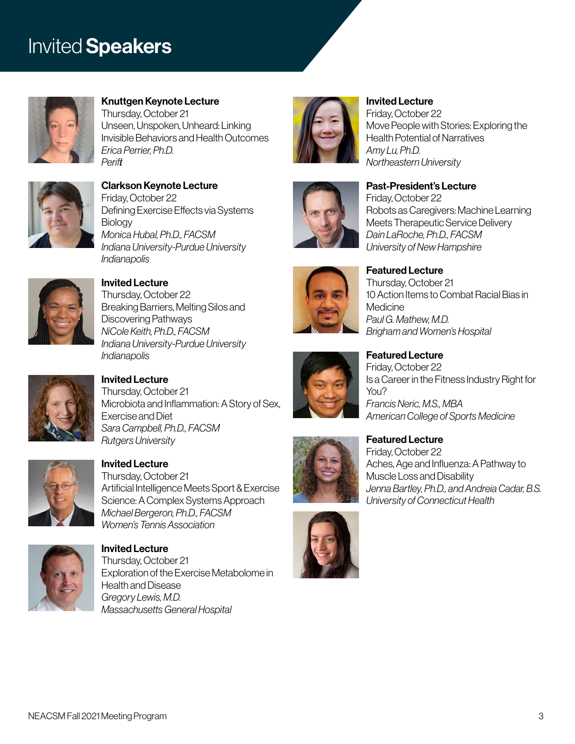# Invited **Speakers**

**Knuttgen Keynote Lecture**
Thursday, October 21
Unseen, Unspoken, Unheard: Linking Invisible Behaviors and Health Outcomes
*Erica Perrier, Ph.D.*
*Perifit*

**Clarkson Keynote Lecture**
Friday, October 22
Defining Exercise Effects via Systems Biology
*Monica Hubal, Ph.D., FACSM*
*Indiana University-Purdue University Indianapolis*

**Invited Lecture**
Thursday, October 22
Breaking Barriers, Melting Silos and Discovering Pathways
*NiCole Keith, Ph.D., FACSM*
*Indiana University-Purdue University Indianapolis*

**Invited Lecture**
Thursday, October 21
Microbiota and Inflammation: A Story of Sex, Exercise and Diet
*Sara Campbell, Ph.D., FACSM*
*Rutgers University*

**Invited Lecture**
Thursday, October 21
Artificial Intelligence Meets Sport & Exercise Science: A Complex Systems Approach
*Michael Bergeron, Ph.D., FACSM*
*Women's Tennis Association*

**Invited Lecture**
Thursday, October 21
Exploration of the Exercise Metabolome in Health and Disease
*Gregory Lewis, M.D.*
*Massachusetts General Hospital*

**Invited Lecture**
Friday, October 22
Move People with Stories: Exploring the Health Potential of Narratives
*Amy Lu, Ph.D.*
*Northeastern University*

**Past-President's Lecture**
Friday, October 22
Robots as Caregivers: Machine Learning Meets Therapeutic Service Delivery
*Dain LaRoche, Ph.D., FACSM*
*University of New Hampshire*

**Featured Lecture**
Thursday, October 21
10 Action Items to Combat Racial Bias in Medicine
*Paul G. Mathew, M.D.*
*Brigham and Women's Hospital*

**Featured Lecture**
Friday, October 22
Is a Career in the Fitness Industry Right for You?
*Francis Neric, M.S., MBA*
*American College of Sports Medicine*

**Featured Lecture**
Friday, October 22
Aches, Age and Influenza: A Pathway to Muscle Loss and Disability
*Jenna Bartley, Ph.D., and Andreia Cadar, B.S.*
*University of Connecticut Health*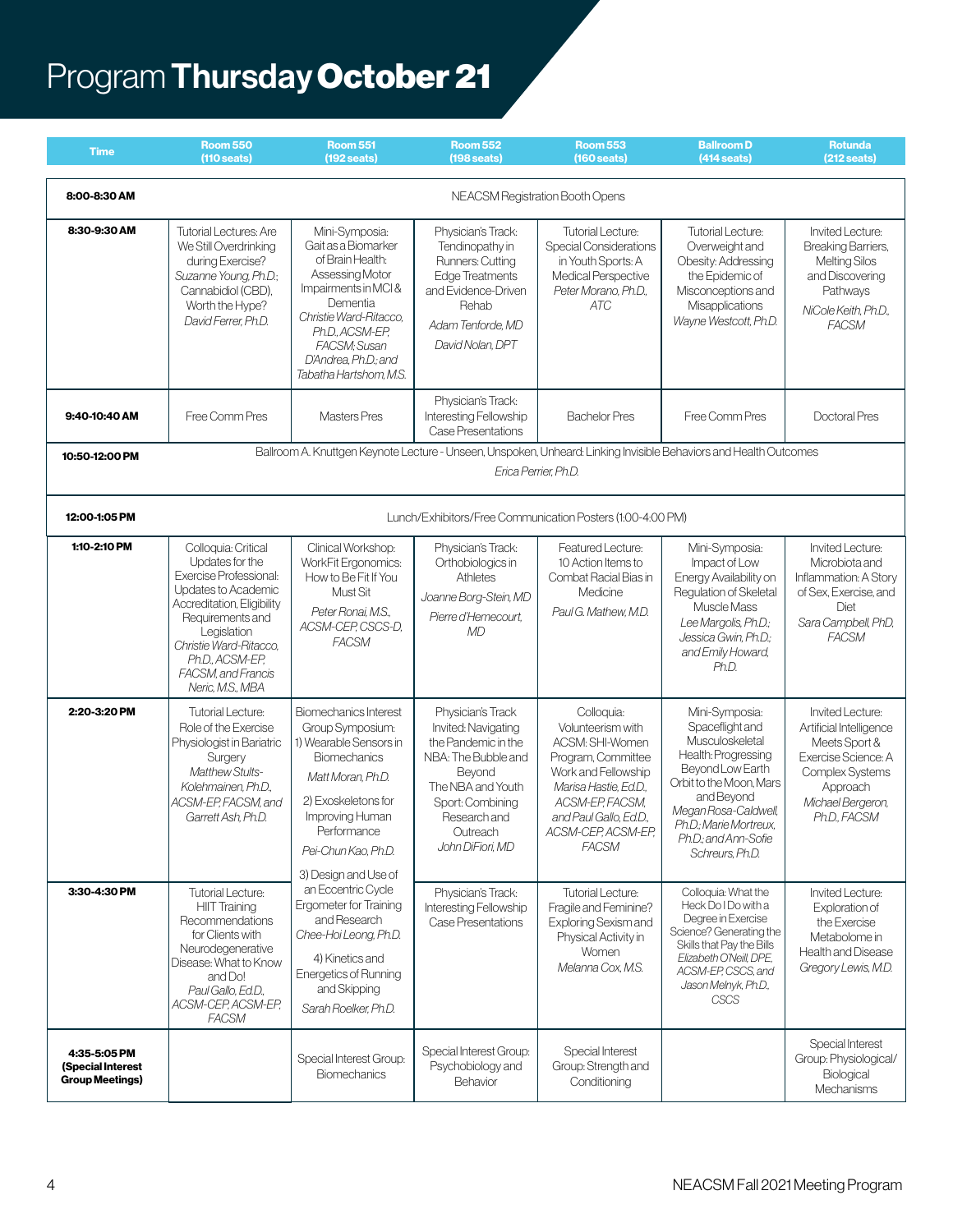# Program **Thursday October 21**

| Time | Room 550 (110 seats) | Room 551 (192 seats) | Room 552 (198 seats) | Room 553 (160 seats) | Ballroom D (414 seats) | Rotunda (212 seats) |
|---|---|---|---|---|---|---|
| **8:00-8:30 AM** | NEACSM Registration Booth Opens | | | | | |
| **8:30-9:30 AM** | Tutorial Lectures: Are We Still Overdrinking during Exercise? *Suzanne Young, Ph.D.*; Cannabidiol (CBD), Worth the Hype? *David Ferrer, Ph.D.* | Mini-Symposia: Gait as a Biomarker of Brain Health: Assessing Motor Impairments in MCI & Dementia *Christie Ward-Ritacco, Ph.D., ACSM-EP, FACSM; Susan D'Andrea, Ph.D.; and Tabatha Hartshorn, M.S.* | Physician's Track: Tendinopathy in Runners: Cutting Edge Treatments and Evidence-Driven Rehab *Adam Tenforde, MD* *David Nolan, DPT* | Tutorial Lecture: Special Considerations in Youth Sports: A Medical Perspective *Peter Morano, Ph.D., ATC* | Tutorial Lecture: Overweight and Obesity: Addressing the Epidemic of Misconceptions and Misapplications *Wayne Westcott, Ph.D.* | Invited Lecture: Breaking Barriers, Melting Silos and Discovering Pathways *NiCole Keith, Ph.D., FACSM* |
| **9:40-10:40 AM** | Free Comm Pres | Masters Pres | Physician's Track: Interesting Fellowship Case Presentations | Bachelor Pres | Free Comm Pres | Doctoral Pres |
| **10:50-12:00 PM** | Ballroom A. Knuttgen Keynote Lecture - Unseen, Unspoken, Unheard: Linking Invisible Behaviors and Health Outcomes *Erica Perrier, Ph.D.* | | | | | |
| **12:00-1:05 PM** | Lunch/Exhibitors/Free Communication Posters (1:00-4:00 PM) | | | | | |
| **1:10-2:10 PM** | Colloquia: Critical Updates for the Exercise Professional: Updates to Academic Accreditation, Eligibility Requirements and Legislation *Christie Ward-Ritacco, Ph.D., ACSM-EP, FACSM, and Francis Neric, M.S., MBA* | Clinical Workshop: WorkFit Ergonomics: How to Be Fit If You Must Sit *Peter Ronai, M.S., ACSM-CEP, CSCS-D, FACSM* | Physician's Track: Orthobiologics in Athletes *Joanne Borg-Stein, MD* *Pierre d'Hemecourt, MD* | Featured Lecture: 10 Action Items to Combat Racial Bias in Medicine *Paul G. Mathew, M.D.* | Mini-Symposia: Impact of Low Energy Availability on Regulation of Skeletal Muscle Mass *Lee Margolis, Ph.D.; Jessica Gwin, Ph.D.; and Emily Howard, Ph.D.* | Invited Lecture: Microbiota and Inflammation: A Story of Sex, Exercise, and Diet *Sara Campbell, PhD, FACSM* |
| **2:20-3:20 PM** | Tutorial Lecture: Role of the Exercise Physiologist in Bariatric Surgery *Matthew Stults-Kolehmainen, Ph.D., ACSM-EP, FACSM, and Garrett Ash, Ph.D.* | Biomechanics Interest Group Symposium: 1) Wearable Sensors in Biomechanics *Matt Moran, Ph.D.* 2) Exoskeletons for Improving Human Performance *Pei-Chun Kao, Ph.D.* 3) Design and Use of an Eccentric Cycle Ergometer for Training and Research *Chee-Hoi Leong, Ph.D.* 4) Kinetics and Energetics of Running and Skipping *Sarah Roelker, Ph.D.* | Physician's Track Invited: Navigating the Pandemic in the NBA: The Bubble and Beyond The NBA and Youth Sport: Combining Research and Outreach *John DiFiori, MD* | Colloquia: Volunteerism with ACSM: SHI-Women Program, Committee Work and Fellowship *Marisa Hastie, Ed.D., ACSM-EP, FACSM, and Paul Gallo, Ed.D., ACSM-CEP, ACSM-EP, FACSM* | Mini-Symposia: Spaceflight and Musculoskeletal Health: Progressing Beyond Low Earth Orbit to the Moon, Mars and Beyond *Megan Rosa-Caldwell, Ph.D.; Marie Mortreux, Ph.D.; and Ann-Sofie Schreurs, Ph.D.* | Invited Lecture: Artificial Intelligence Meets Sport & Exercise Science: A Complex Systems Approach *Michael Bergeron, Ph.D., FACSM* |
| **3:30-4:30 PM** | Tutorial Lecture: HIIT Training Recommendations for Clients with Neurodegenerative Disease: What to Know and Do! *Paul Gallo, Ed.D., ACSM-CEP, ACSM-EP, FACSM* | | Physician's Track: Interesting Fellowship Case Presentations | Tutorial Lecture: Fragile and Feminine? Exploring Sexism and Physical Activity in Women *Melanna Cox, M.S.* | Colloquia: What the Heck Do I Do with a Degree in Exercise Science? Generating the Skills that Pay the Bills *Elizabeth O'Neill, DPE, ACSM-EP, CSCS, and Jason Melnyk, Ph.D., CSCS* | Invited Lecture: Exploration of the Exercise Metabolome in Health and Disease *Gregory Lewis, M.D.* |
| **4:35-5:05 PM (Special Interest Group Meetings)** | | Special Interest Group: Biomechanics | Special Interest Group: Psychobiology and Behavior | Special Interest Group: Strength and Conditioning | | Special Interest Group: Physiological/ Biological Mechanisms |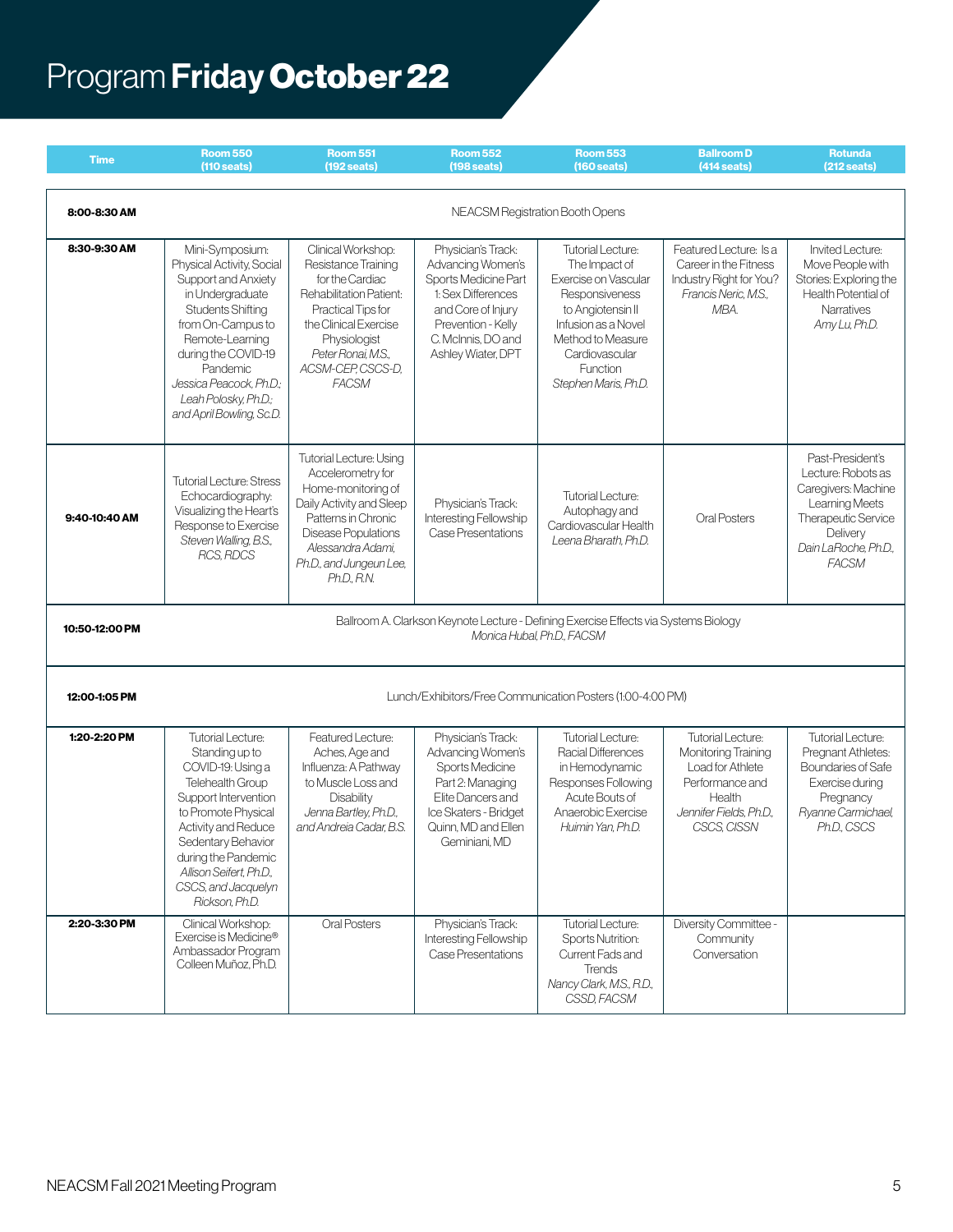# Program **Friday October 22**

| Time | Room 550 (110 seats) | Room 551 (192 seats) | Room 552 (198 seats) | Room 553 (160 seats) | Ballroom D (414 seats) | Rotunda (212 seats) |
|---|---|---|---|---|---|---|
| **8:00-8:30 AM** | NEACSM Registration Booth Opens | | | | | |
| **8:30-9:30 AM** | Mini-Symposium: Physical Activity, Social Support and Anxiety in Undergraduate Students Shifting from On-Campus to Remote-Learning during the COVID-19 Pandemic *Jessica Peacock, Ph.D.; Leah Polosky, Ph.D.; and April Bowling, Sc.D.* | Clinical Workshop: Resistance Training for the Cardiac Rehabilitation Patient: Practical Tips for the Clinical Exercise Physiologist *Peter Ronai, M.S., ACSM-CEP, CSCS-D, FACSM* | Physician's Track: Advancing Women's Sports Medicine Part 1: Sex Differences and Core of Injury Prevention - Kelly C. McInnis, DO and Ashley Wiater, DPT | Tutorial Lecture: The Impact of Exercise on Vascular Responsiveness to Angiotensin II Infusion as a Novel Method to Measure Cardiovascular Function *Stephen Maris, Ph.D.* | Featured Lecture: Is a Career in the Fitness Industry Right for You? *Francis Neric, M.S., MBA.* | Invited Lecture: Move People with Stories: Exploring the Health Potential of Narratives *Amy Lu, Ph.D.* |
| **9:40-10:40 AM** | Tutorial Lecture: Stress Echocardiography: Visualizing the Heart's Response to Exercise *Steven Walling, B.S., RCS, RDCS* | Tutorial Lecture: Using Accelerometry for Home-monitoring of Daily Activity and Sleep Patterns in Chronic Disease Populations *Alessandra Adami, Ph.D., and Jungeun Lee, Ph.D., R.N.* | Physician's Track: Interesting Fellowship Case Presentations | Tutorial Lecture: Autophagy and Cardiovascular Health *Leena Bharath, Ph.D.* | Oral Posters | Past-President's Lecture: Robots as Caregivers: Machine Learning Meets Therapeutic Service Delivery *Dain LaRoche, Ph.D., FACSM* |
| **10:50-12:00 PM** | Ballroom A. Clarkson Keynote Lecture - Defining Exercise Effects via Systems Biology *Monica Hubal, Ph.D., FACSM* | | | | | |
| **12:00-1:05 PM** | Lunch/Exhibitors/Free Communication Posters (1:00-4:00 PM) | | | | | |
| **1:20-2:20 PM** | Tutorial Lecture: Standing up to COVID-19: Using a Telehealth Group Support Intervention to Promote Physical Activity and Reduce Sedentary Behavior during the Pandemic *Allison Seifert, Ph.D., CSCS, and Jacquelyn Rickson, Ph.D.* | Featured Lecture: Aches, Age and Influenza: A Pathway to Muscle Loss and Disability *Jenna Bartley, Ph.D., and Andreia Cadar, B.S.* | Physician's Track: Advancing Women's Sports Medicine Part 2: Managing Elite Dancers and Ice Skaters - Bridget Quinn, MD and Ellen Geminiani, MD | Tutorial Lecture: Racial Differences in Hemodynamic Responses Following Acute Bouts of Anaerobic Exercise *Huimin Yan, Ph.D.* | Tutorial Lecture: Monitoring Training Load for Athlete Performance and Health *Jennifer Fields, Ph.D., CSCS, CISSN* | Tutorial Lecture: Pregnant Athletes: Boundaries of Safe Exercise during Pregnancy *Ryanne Carmichael, Ph.D., CSCS* |
| **2:20-3:30 PM** | Clinical Workshop: Exercise is Medicine® Ambassador Program Colleen Muñoz, Ph.D. | Oral Posters | Physician's Track: Interesting Fellowship Case Presentations | Tutorial Lecture: Sports Nutrition: Current Fads and Trends *Nancy Clark, M.S., R.D., CSSD, FACSM* | Diversity Committee - Community Conversation | |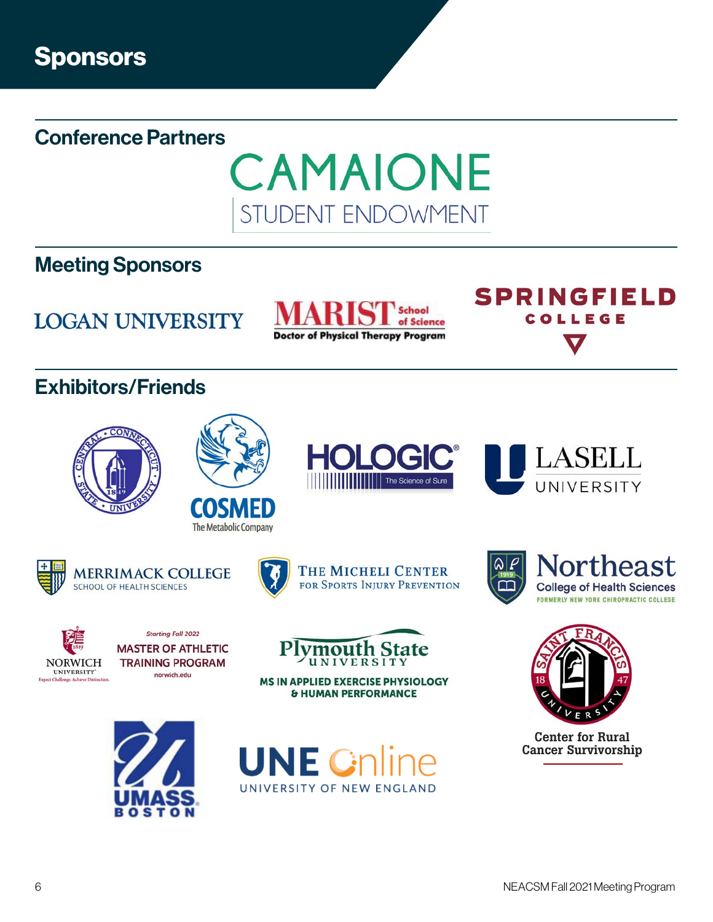# Sponsors

## Conference Partners

CAMAIONE
STUDENT ENDOWMENT

## Meeting Sponsors

LOGAN UNIVERSITY

MARIST School of Science
Doctor of Physical Therapy Program

SPRINGFIELD COLLEGE

## Exhibitors/Friends

Central Connecticut State University 1849

COSMED
The Metabolic Company

HOLOGIC®
The Science of Sure

LASELL UNIVERSITY

MERRIMACK COLLEGE
SCHOOL OF HEALTH SCIENCES

THE MICHELI CENTER
FOR SPORTS INJURY PREVENTION

Northeast
College of Health Sciences
FORMERLY NEW YORK CHIROPRACTIC COLLEGE

NORWICH UNIVERSITY
Expect Challenge. Achieve Distinction.

*Starting Fall 2022*
MASTER OF ATHLETIC TRAINING PROGRAM
norwich.edu

Plymouth State University
MS IN APPLIED EXERCISE PHYSIOLOGY & HUMAN PERFORMANCE

Saint Francis University 1847
Center for Rural Cancer Survivorship

UMASS BOSTON

UNE Online
UNIVERSITY OF NEW ENGLAND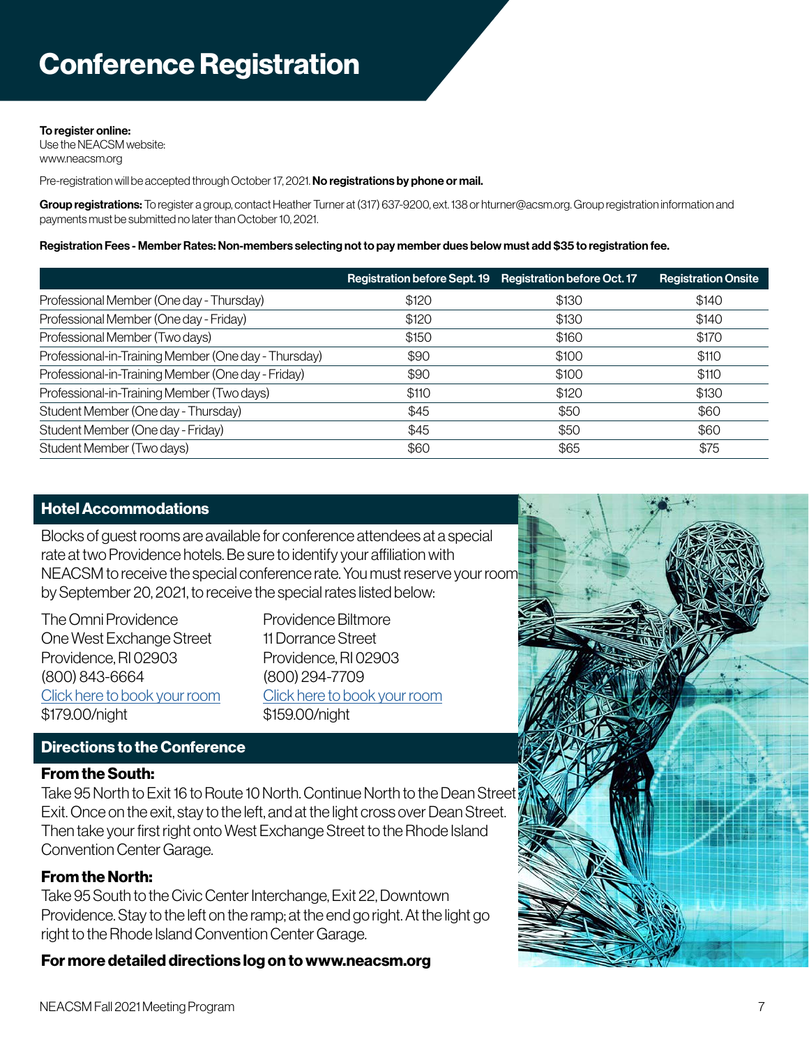# Conference Registration

**To register online:**
Use the NEACSM website:
www.neacsm.org

Pre-registration will be accepted through October 17, 2021. **No registrations by phone or mail.**

**Group registrations:** To register a group, contact Heather Turner at (317) 637-9200, ext. 138 or hturner@acsm.org. Group registration information and payments must be submitted no later than October 10, 2021.

**Registration Fees - Member Rates: Non-members selecting not to pay member dues below must add $35 to registration fee.**

| | Registration before Sept. 19 | Registration before Oct. 17 | Registration Onsite |
|---|---|---|---|
| Professional Member (One day - Thursday) | $120 | $130 | $140 |
| Professional Member (One day - Friday) | $120 | $130 | $140 |
| Professional Member (Two days) | $150 | $160 | $170 |
| Professional-in-Training Member (One day - Thursday) | $90 | $100 | $110 |
| Professional-in-Training Member (One day - Friday) | $90 | $100 | $110 |
| Professional-in-Training Member (Two days) | $110 | $120 | $130 |
| Student Member (One day - Thursday) | $45 | $50 | $60 |
| Student Member (One day - Friday) | $45 | $50 | $60 |
| Student Member (Two days) | $60 | $65 | $75 |

## Hotel Accommodations

Blocks of guest rooms are available for conference attendees at a special rate at two Providence hotels. Be sure to identify your affiliation with NEACSM to receive the special conference rate. You must reserve your room by September 20, 2021, to receive the special rates listed below:

The Omni Providence
One West Exchange Street
Providence, RI 02903
(800) 843-6664
Click here to book your room
$179.00/night

Providence Biltmore
11 Dorrance Street
Providence, RI 02903
(800) 294-7709
Click here to book your room
$159.00/night

## Directions to the Conference

### From the South:

Take 95 North to Exit 16 to Route 10 North. Continue North to the Dean Street Exit. Once on the exit, stay to the left, and at the light cross over Dean Street. Then take your first right onto West Exchange Street to the Rhode Island Convention Center Garage.

### From the North:

Take 95 South to the Civic Center Interchange, Exit 22, Downtown Providence. Stay to the left on the ramp; at the end go right. At the light go right to the Rhode Island Convention Center Garage.

**For more detailed directions log on to www.neacsm.org**